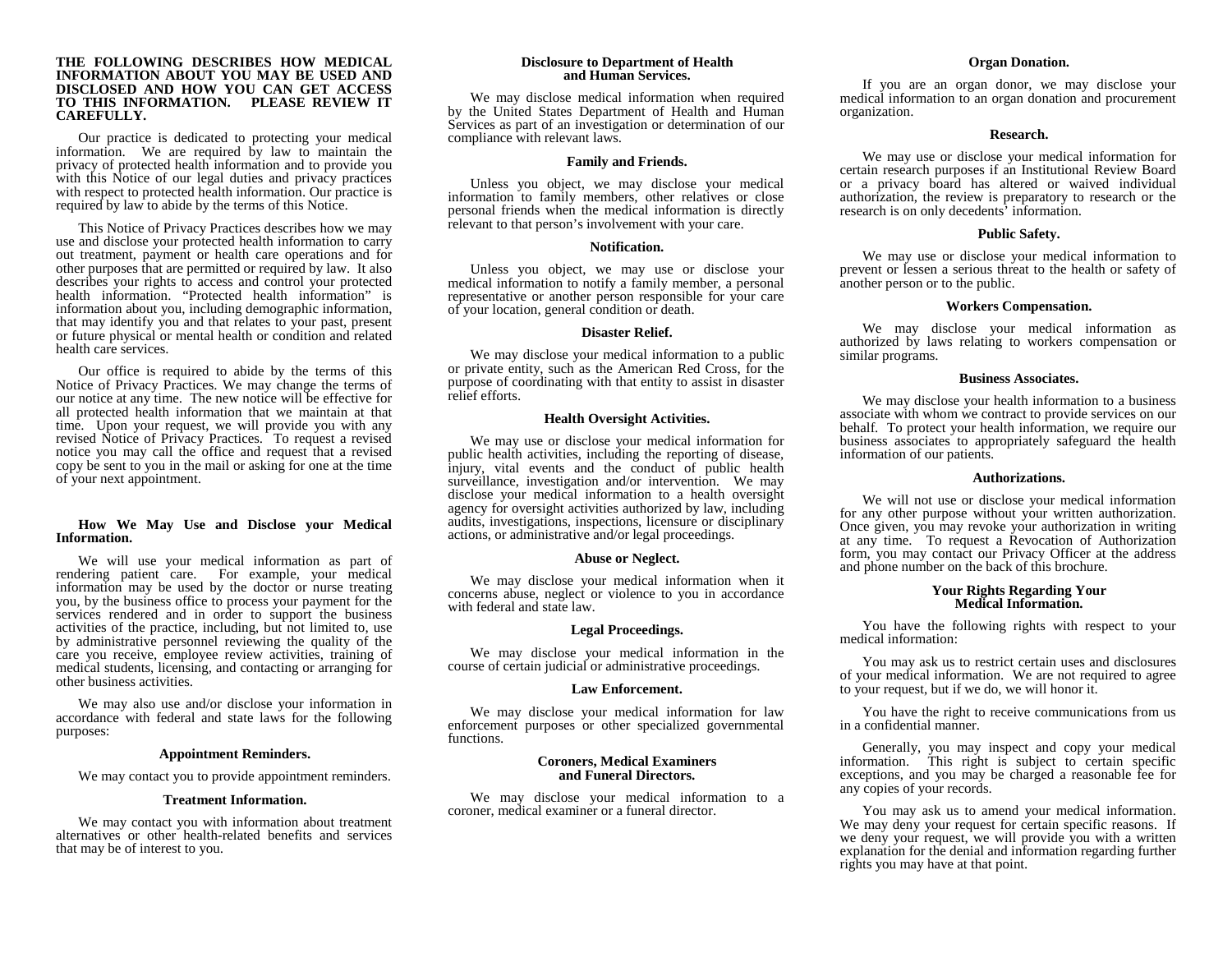**THE FOLLOWING DESCRIBES HOW MEDICAL INFORMATION ABOUT YOU MAY BE USED AND DISCLOSED AND HOW YOU CAN GET ACCESS TO THIS INFORMATION. PLEASE REVIEW IT CAREFULLY.**

Our practice is dedicated to protecting your medical information. We are required by law to maintain the privacy of protected health information and to provide you with this Notice of our legal duties and privacy practices with respect to protected health information. Our practice is required by law to abide by the terms of this Notice.

This Notice of Privacy Practices describes how we may use and disclose your protected health information to carry out treatment, payment or health care operations and for other purposes that are permitted or required by law. It also describes your rights to access and control your protected health information. "Protected health information" is information about you, including demographic information, that may identify you and that relates to your past, present or future physical or mental health or condition and related health care services.

Our office is required to abide by the terms of this Notice of Privacy Practices. We may change the terms of our notice at any time. The new notice will be effective for all protected health information that we maintain at that time. Upon your request, we will provide you with any revised Notice of Privacy Practices. To request a revised notice you may call the office and request that a revised copy be sent to you in the mail or asking for one at the time of your next appointment.

## How We May Use and Disclose your Medical Information.

We will use your medical information as part of rendering patient care. For example, your medical information may be used by the doctor or nurse treating you, by the business office to process your payment for the services rendered and in order to support the business activities of the practice, including, but not limited to, use by administrative personnel reviewing the quality of the care you receive, employee review activities, training of medical students, licensing, and contacting or arranging for other business activities.

We may also use and/or disclose your information in accordance with federal and state laws for the following purposes:

### Appointment Reminders.

We may contact you to provide appointment reminders.

### Treatment Information.

We may contact you with information about treatment alternatives or other health-related benefits and services that may be of interest to you.

### Disclosure to Department of Health and Human Services.

We may disclose medical information when required by the United States Department of Health and Human Services as part of an investigation or determination of our compliance with relevant laws.

### Family and Friends.

Unless you object, we may disclose your medical information to family members, other relatives or close personal friends when the medical information is directly relevant to that person's involvement with your care.

### Notification.

Unless you object, we may use or disclose your medical information to notify a family member, a personal representative or another person responsible for your care of your location, general condition or death.

### Disaster Relief.

We may disclose your medical information to a public or private entity, such as the American Red Cross, for the purpose of coordinating with that entity to assist in disaster relief efforts.

### Health Oversight Activities.

We may use or disclose your medical information for public health activities, including the reporting of disease, injury, vital events and the conduct of public health surveillance, investigation and/or intervention. We may disclose your medical information to a health oversight agency for oversight activities authorized by law, including audits, investigations, inspections, licensure or disciplinary actions, or administrative and/or legal proceedings.

### Abuse or Neglect.

We may disclose your medical information when it concerns abuse, neglect or violence to you in accordance with federal and state law.

### Legal Proceedings.

We may disclose your medical information in the course of certain judicial or administrative proceedings.

### Law Enforcement.

We may disclose your medical information for law enforcement purposes or other specialized governmental functions.

### Coroners, Medical Examiners and Funeral Directors.

We may disclose your medical information to a coroner, medical examiner or a funeral director.

### Organ Donation.

If you are an organ donor, we may disclose your medical information to an organ donation and procurement organization.

### Research.

We may use or disclose your medical information for certain research purposes if an Institutional Review Board or a privacy board has altered or waived individual authorization, the review is preparatory to research or the research is on only decedents' information.

### Public Safety.

We may use or disclose your medical information to prevent or lessen a serious threat to the health or safety of another person or to the public.

### Workers Compensation.

We may disclose your medical information as authorized by laws relating to workers compensation or similar programs.

### Business Associates.

We may disclose your health information to a business associate with whom we contract to provide services on our behalf. To protect your health information, we require our business associates to appropriately safeguard the health information of our patients.

### Authorizations.

We will not use or disclose your medical information for any other purpose without your written authorization. Once given, you may revoke your authorization in writing at any time. To request a Revocation of Authorization form, you may contact our Privacy Officer at the address and phone number on the back of this brochure.

## Your Rights Regarding Your Medical Information.

You have the following rights with respect to your medical information:

You may ask us to restrict certain uses and disclosures of your medical information. We are not required to agree to your request, but if we do, we will honor it.

You have the right to receive communications from us in a confidential manner.

Generally, you may inspect and copy your medical information. This right is subject to certain specific exceptions, and you may be charged a reasonable fee for any copies of your records.

You may ask us to amend your medical information. We may deny your request for certain specific reasons. If we deny your request, we will provide you with a written explanation for the denial and information regarding further rights you may have at that point.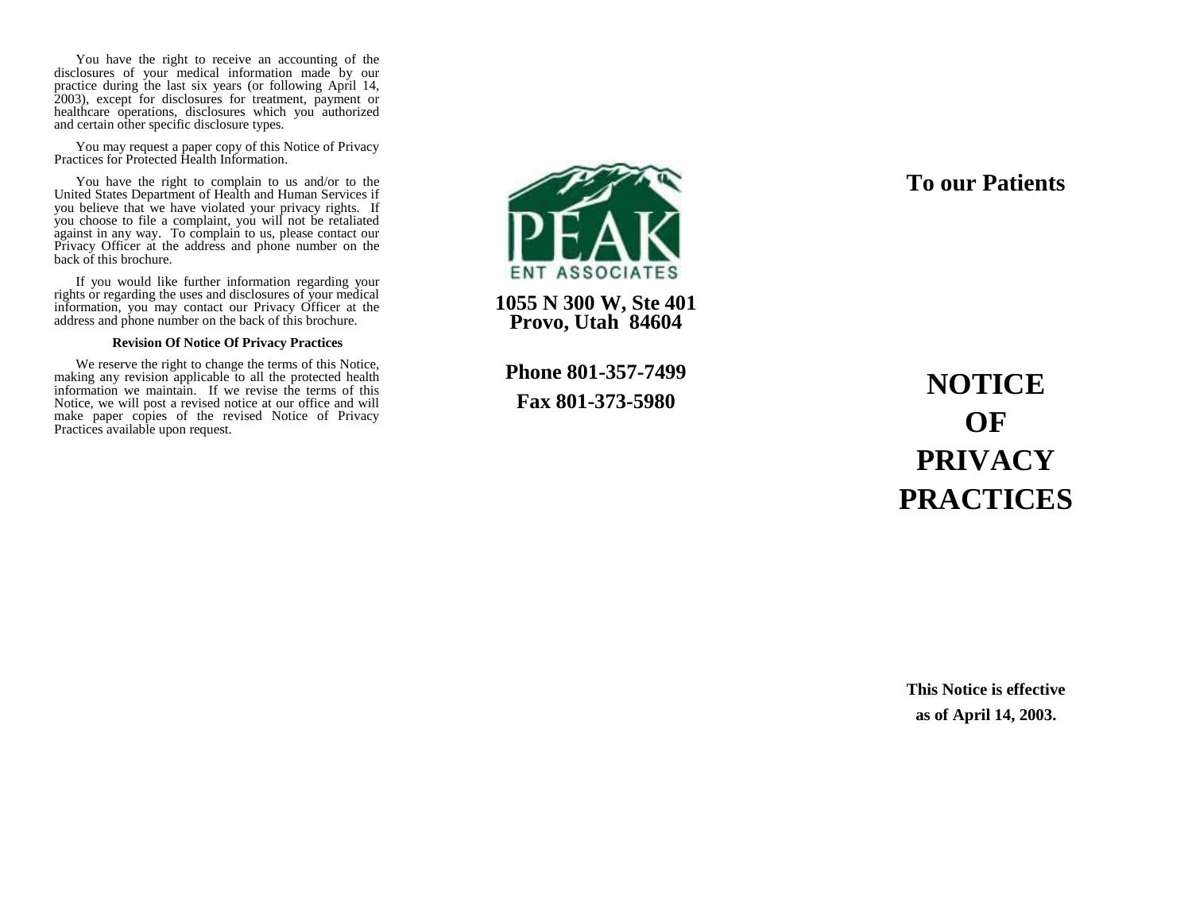You have the right to receive an accounting of the disclosures of your medical information made by our practice during the last six years (or following April 14, 2003), except for disclosures for treatment, payment or healthcare operations, disclosures which you authorized and certain other specific disclosure types.

You may request a paper copy of this Notice of Privacy Practices for Protected Health Information.

You have the right to complain to us and/or to the United States Department of Health and Human Services if you believe that we have violated your privacy rights. If you choose to file a complaint, you will not be retaliated against in any way. To complain to us, please contact our Privacy Officer at the address and phone number on the back of this brochure.

If you would like further information regarding your rights or regarding the uses and disclosures of your medical information, you may contact our Privacy Officer at the address and phone number on the back of this brochure.

**Revision Of Notice Of Privacy Practices**

We reserve the right to change the terms of this Notice, making any revision applicable to all the protected health information we maintain. If we revise the terms of this Notice, we will post a revised notice at our office and will make paper copies of the revised Notice of Privacy Practices available upon request.

PEAK

ENT ASSOCIATES

**1055 N 300 W, Ste 401**
**Provo, Utah 84604**

**Phone 801-357-7499**

**Fax 801-373-5980**

## To our Patients

# NOTICE OF PRIVACY PRACTICES

**This Notice is effective as of April 14, 2003.**